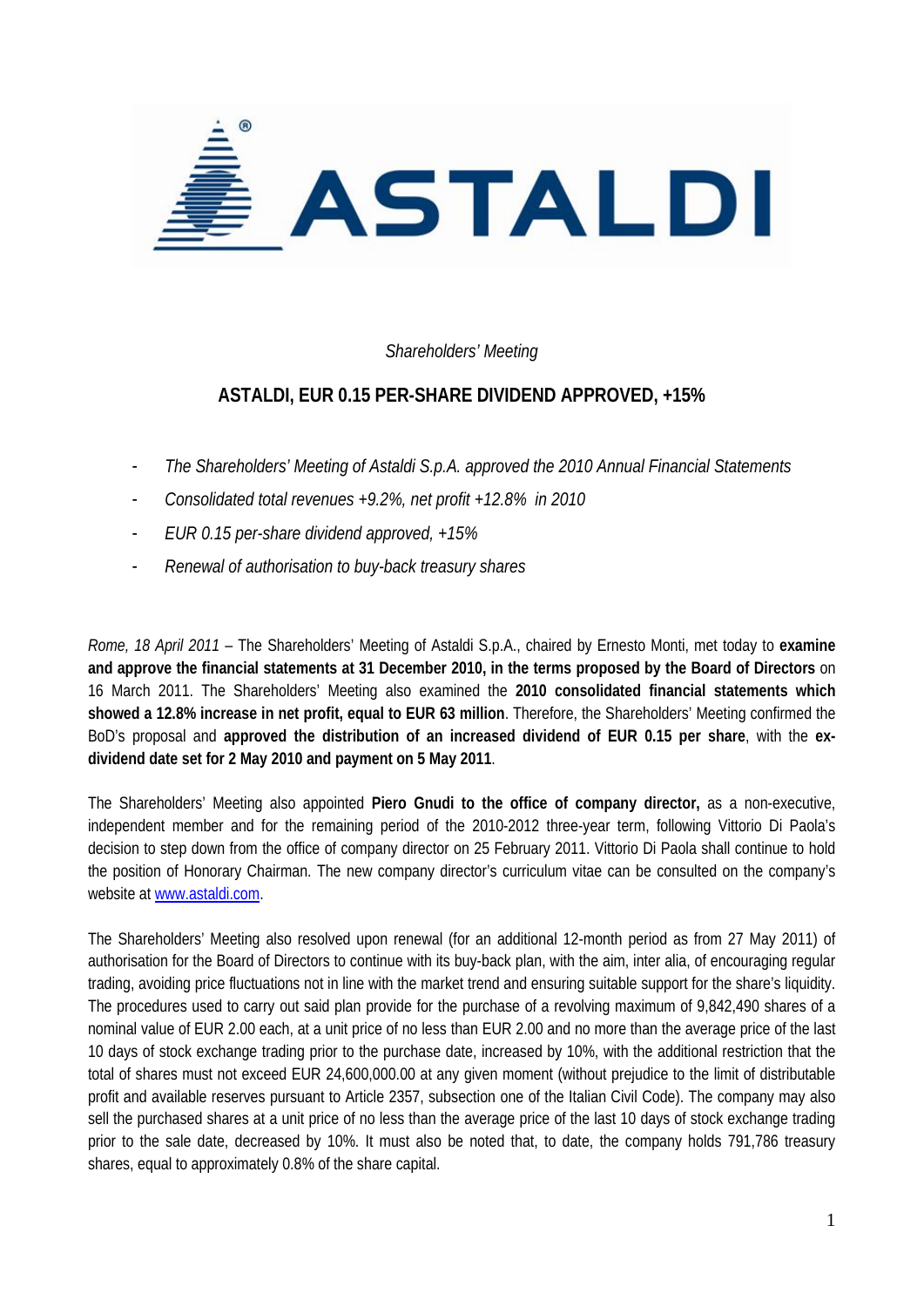*Shareholders' Meeting*

# ASTALDI, EUR 0.15 PER-SHARE DIVIDEND APPROVED, +15%

- *The Shareholders' Meeting of Astaldi S.p.A. approved the 2010 Annual Financial Statements*
- *Consolidated total revenues +9.2%, net profit +12.8% in 2010*
- *EUR 0.15 per-share dividend approved, +15%*
- *Renewal of authorisation to buy-back treasury shares*

*Rome, 18 April 2011* – The Shareholders' Meeting of Astaldi S.p.A., chaired by Ernesto Monti, met today to **examine and approve the financial statements at 31 December 2010, in the terms proposed by the Board of Directors** on 16 March 2011. The Shareholders' Meeting also examined the **2010 consolidated financial statements which showed a 12.8% increase in net profit, equal to EUR 63 million**. Therefore, the Shareholders' Meeting confirmed the BoD's proposal and **approved the distribution of an increased dividend of EUR 0.15 per share**, with the **ex-dividend date set for 2 May 2010 and payment on 5 May 2011**.

The Shareholders' Meeting also appointed **Piero Gnudi to the office of company director,** as a non-executive, independent member and for the remaining period of the 2010-2012 three-year term, following Vittorio Di Paola's decision to step down from the office of company director on 25 February 2011. Vittorio Di Paola shall continue to hold the position of Honorary Chairman. The new company director's curriculum vitae can be consulted on the company's website at www.astaldi.com.

The Shareholders' Meeting also resolved upon renewal (for an additional 12-month period as from 27 May 2011) of authorisation for the Board of Directors to continue with its buy-back plan, with the aim, inter alia, of encouraging regular trading, avoiding price fluctuations not in line with the market trend and ensuring suitable support for the share's liquidity. The procedures used to carry out said plan provide for the purchase of a revolving maximum of 9,842,490 shares of a nominal value of EUR 2.00 each, at a unit price of no less than EUR 2.00 and no more than the average price of the last 10 days of stock exchange trading prior to the purchase date, increased by 10%, with the additional restriction that the total of shares must not exceed EUR 24,600,000.00 at any given moment (without prejudice to the limit of distributable profit and available reserves pursuant to Article 2357, subsection one of the Italian Civil Code). The company may also sell the purchased shares at a unit price of no less than the average price of the last 10 days of stock exchange trading prior to the sale date, decreased by 10%. It must also be noted that, to date, the company holds 791,786 treasury shares, equal to approximately 0.8% of the share capital.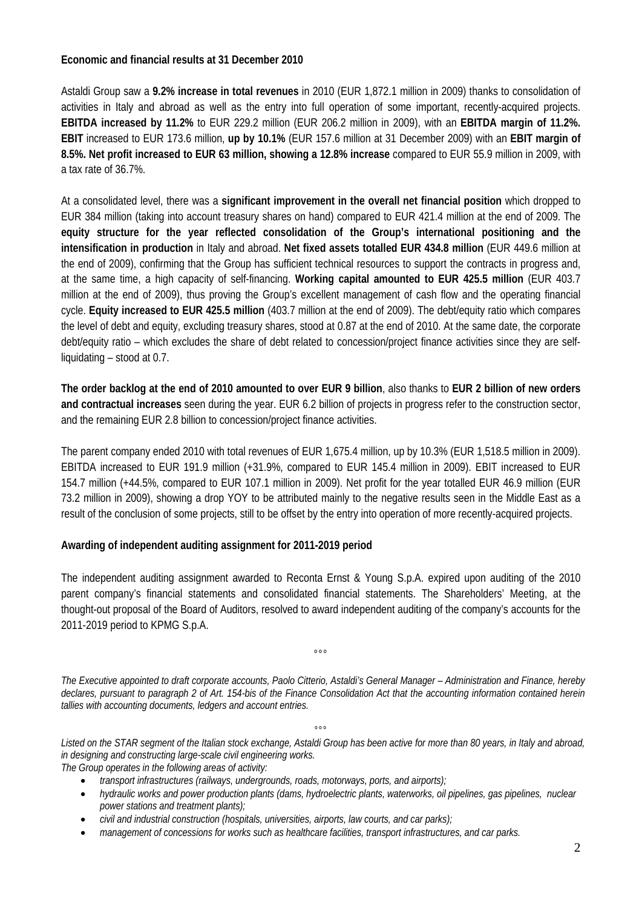**Economic and financial results at 31 December 2010**

Astaldi Group saw a **9.2% increase in total revenues** in 2010 (EUR 1,872.1 million in 2009) thanks to consolidation of activities in Italy and abroad as well as the entry into full operation of some important, recently-acquired projects. **EBITDA increased by 11.2%** to EUR 229.2 million (EUR 206.2 million in 2009), with an **EBITDA margin of 11.2%. EBIT** increased to EUR 173.6 million, **up by 10.1%** (EUR 157.6 million at 31 December 2009) with an **EBIT margin of 8.5%. Net profit increased to EUR 63 million, showing a 12.8% increase** compared to EUR 55.9 million in 2009, with a tax rate of 36.7%.

At a consolidated level, there was a **significant improvement in the overall net financial position** which dropped to EUR 384 million (taking into account treasury shares on hand) compared to EUR 421.4 million at the end of 2009. The **equity structure for the year reflected consolidation of the Group's international positioning and the intensification in production** in Italy and abroad. **Net fixed assets totalled EUR 434.8 million** (EUR 449.6 million at the end of 2009), confirming that the Group has sufficient technical resources to support the contracts in progress and, at the same time, a high capacity of self-financing. **Working capital amounted to EUR 425.5 million** (EUR 403.7 million at the end of 2009), thus proving the Group's excellent management of cash flow and the operating financial cycle. **Equity increased to EUR 425.5 million** (403.7 million at the end of 2009). The debt/equity ratio which compares the level of debt and equity, excluding treasury shares, stood at 0.87 at the end of 2010. At the same date, the corporate debt/equity ratio – which excludes the share of debt related to concession/project finance activities since they are self-liquidating – stood at 0.7.

**The order backlog at the end of 2010 amounted to over EUR 9 billion**, also thanks to **EUR 2 billion of new orders and contractual increases** seen during the year. EUR 6.2 billion of projects in progress refer to the construction sector, and the remaining EUR 2.8 billion to concession/project finance activities.

The parent company ended 2010 with total revenues of EUR 1,675.4 million, up by 10.3% (EUR 1,518.5 million in 2009). EBITDA increased to EUR 191.9 million (+31.9%, compared to EUR 145.4 million in 2009). EBIT increased to EUR 154.7 million (+44.5%, compared to EUR 107.1 million in 2009). Net profit for the year totalled EUR 46.9 million (EUR 73.2 million in 2009), showing a drop YOY to be attributed mainly to the negative results seen in the Middle East as a result of the conclusion of some projects, still to be offset by the entry into operation of more recently-acquired projects.

**Awarding of independent auditing assignment for 2011-2019 period**

The independent auditing assignment awarded to Reconta Ernst & Young S.p.A. expired upon auditing of the 2010 parent company's financial statements and consolidated financial statements. The Shareholders' Meeting, at the thought-out proposal of the Board of Auditors, resolved to award independent auditing of the company's accounts for the 2011-2019 period to KPMG S.p.A.

°°°

*The Executive appointed to draft corporate accounts, Paolo Citterio, Astaldi's General Manager – Administration and Finance, hereby declares, pursuant to paragraph 2 of Art. 154-bis of the Finance Consolidation Act that the accounting information contained herein tallies with accounting documents, ledgers and account entries.*

°°°

*Listed on the STAR segment of the Italian stock exchange, Astaldi Group has been active for more than 80 years, in Italy and abroad, in designing and constructing large-scale civil engineering works.*
*The Group operates in the following areas of activity:*

- *transport infrastructures (railways, undergrounds, roads, motorways, ports, and airports);*
- *hydraulic works and power production plants (dams, hydroelectric plants, waterworks, oil pipelines, gas pipelines, nuclear power stations and treatment plants);*
- *civil and industrial construction (hospitals, universities, airports, law courts, and car parks);*
- *management of concessions for works such as healthcare facilities, transport infrastructures, and car parks.*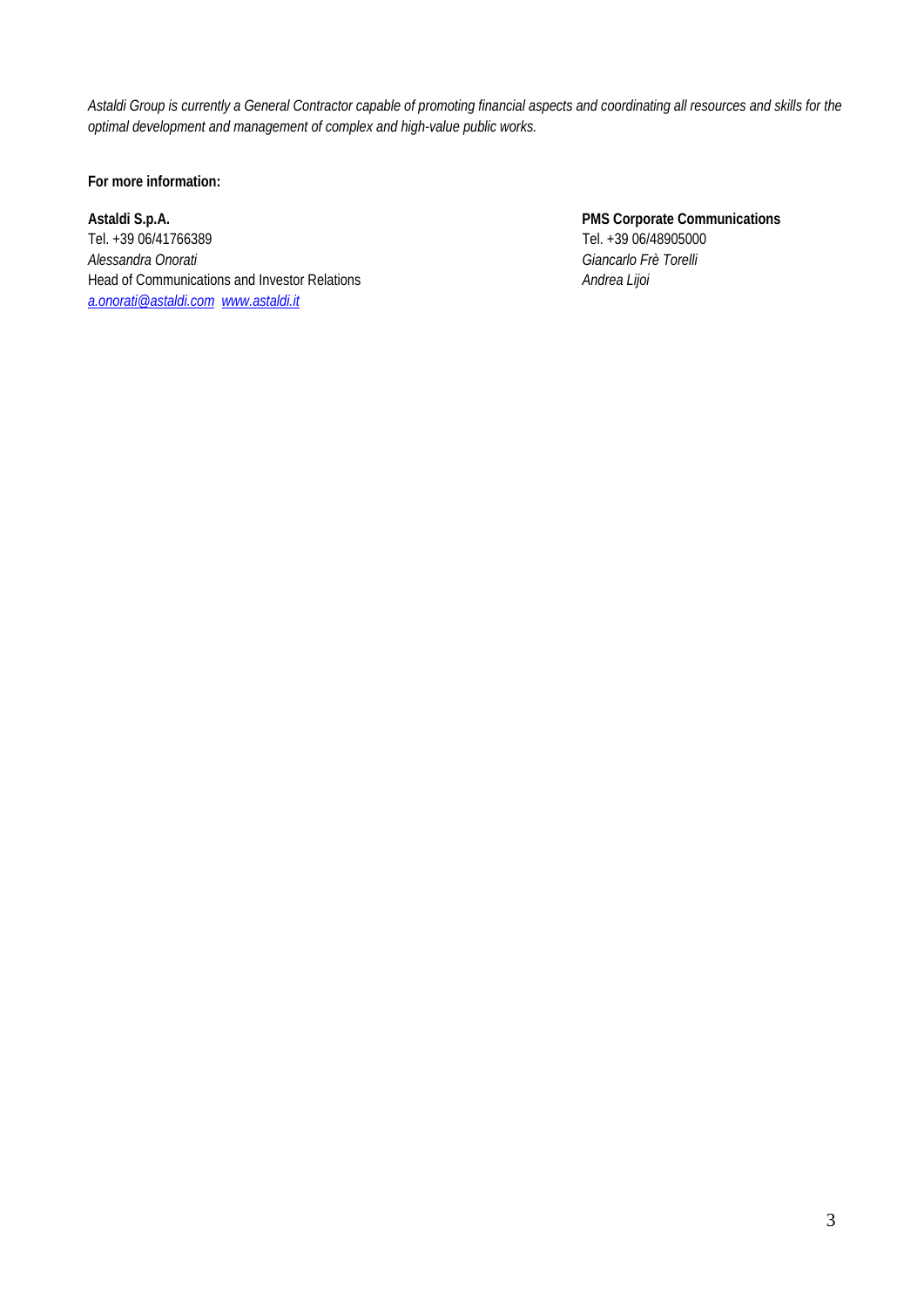*Astaldi Group is currently a General Contractor capable of promoting financial aspects and coordinating all resources and skills for the optimal development and management of complex and high-value public works.*

**For more information:**

**Astaldi S.p.A.**
Tel. +39 06/41766389
*Alessandra Onorati*
Head of Communications and Investor Relations
*a.onorati@astaldi.com* *www.astaldi.it*

**PMS Corporate Communications**
Tel. +39 06/48905000
*Giancarlo Frè Torelli*
*Andrea Lijoi*